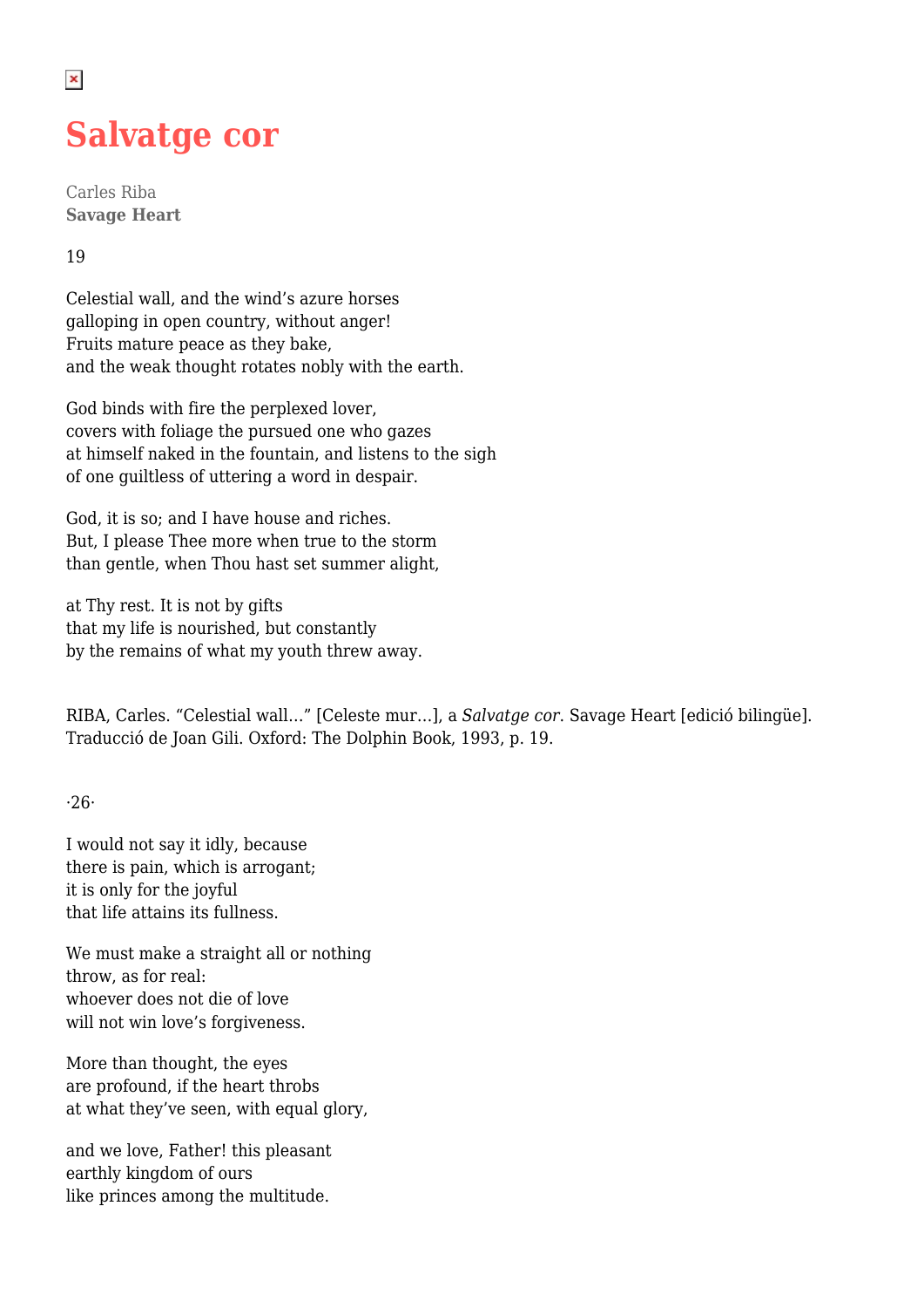# Salvatge cor

Carles Riba
**Savage Heart**

19

Celestial wall, and the wind's azure horses
galloping in open country, without anger!
Fruits mature peace as they bake,
and the weak thought rotates nobly with the earth.

God binds with fire the perplexed lover,
covers with foliage the pursued one who gazes
at himself naked in the fountain, and listens to the sigh
of one guiltless of uttering a word in despair.

God, it is so; and I have house and riches.
But, I please Thee more when true to the storm
than gentle, when Thou hast set summer alight,

at Thy rest. It is not by gifts
that my life is nourished, but constantly
by the remains of what my youth threw away.

RIBA, Carles. "Celestial wall…" [Celeste mur…], a *Salvatge cor.* Savage Heart [edició bilingüe]. Traducció de Joan Gili. Oxford: The Dolphin Book, 1993, p. 19.

·26·

I would not say it idly, because
there is pain, which is arrogant;
it is only for the joyful
that life attains its fullness.

We must make a straight all or nothing
throw, as for real:
whoever does not die of love
will not win love's forgiveness.

More than thought, the eyes
are profound, if the heart throbs
at what they've seen, with equal glory,

and we love, Father! this pleasant
earthly kingdom of ours
like princes among the multitude.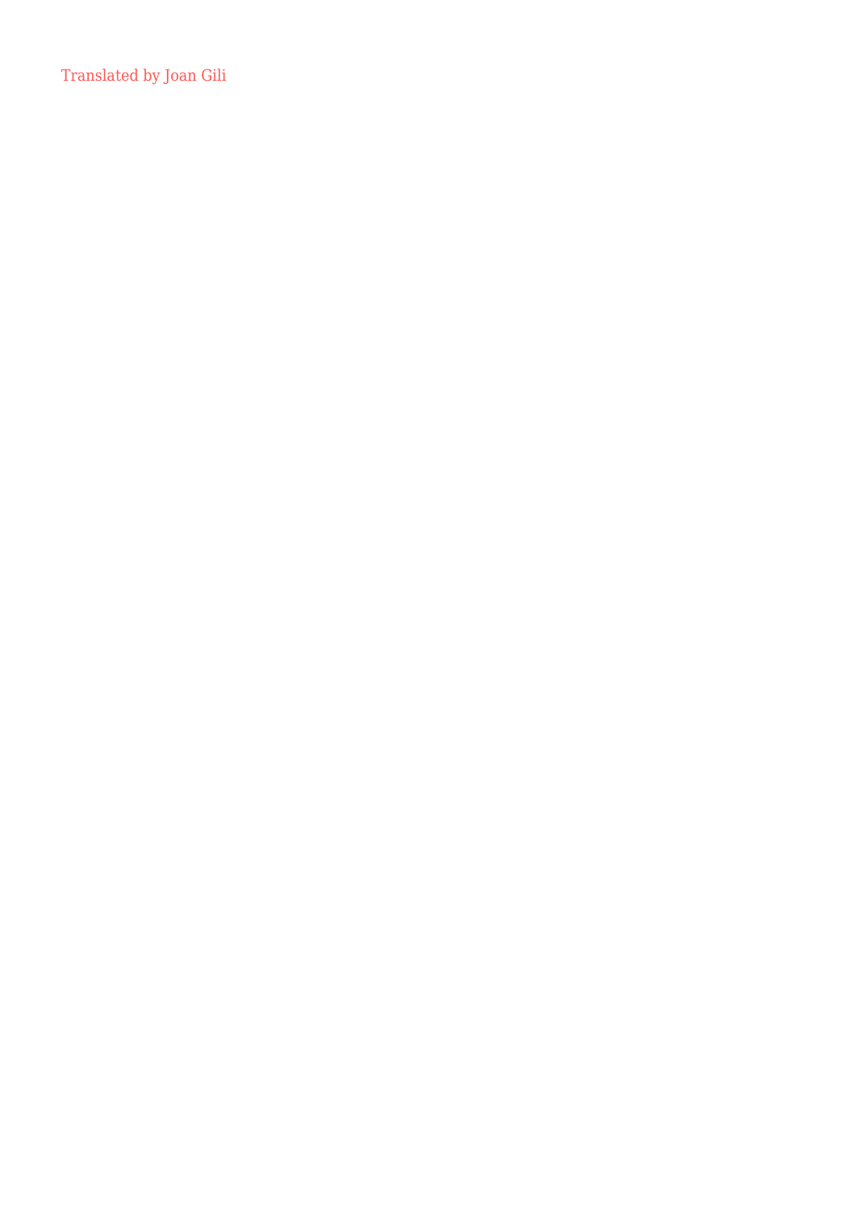Translated by Joan Gili